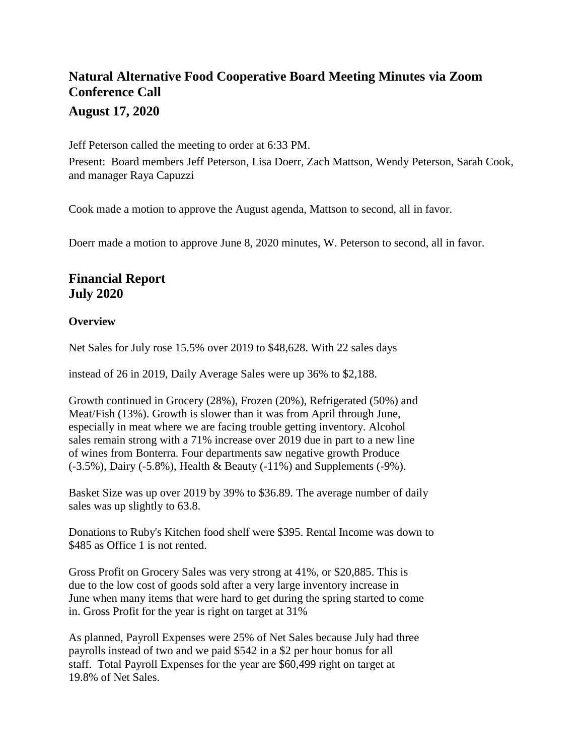# Natural Alternative Food Cooperative Board Meeting Minutes via Zoom Conference Call

## August 17, 2020

Jeff Peterson called the meeting to order at 6:33 PM.

Present: Board members Jeff Peterson, Lisa Doerr, Zach Mattson, Wendy Peterson, Sarah Cook, and manager Raya Capuzzi

Cook made a motion to approve the August agenda, Mattson to second, all in favor.

Doerr made a motion to approve June 8, 2020 minutes, W. Peterson to second, all in favor.

## Financial Report July 2020

### Overview

Net Sales for July rose 15.5% over 2019 to $48,628. With 22 sales days instead of 26 in 2019, Daily Average Sales were up 36% to $2,188.

Growth continued in Grocery (28%), Frozen (20%), Refrigerated (50%) and Meat/Fish (13%). Growth is slower than it was from April through June, especially in meat where we are facing trouble getting inventory. Alcohol sales remain strong with a 71% increase over 2019 due in part to a new line of wines from Bonterra. Four departments saw negative growth Produce (-3.5%), Dairy (-5.8%), Health & Beauty (-11%) and Supplements (-9%).

Basket Size was up over 2019 by 39% to $36.89. The average number of daily sales was up slightly to 63.8.

Donations to Ruby's Kitchen food shelf were $395. Rental Income was down to $485 as Office 1 is not rented.

Gross Profit on Grocery Sales was very strong at 41%, or $20,885. This is due to the low cost of goods sold after a very large inventory increase in June when many items that were hard to get during the spring started to come in. Gross Profit for the year is right on target at 31%

As planned, Payroll Expenses were 25% of Net Sales because July had three payrolls instead of two and we paid $542 in a $2 per hour bonus for all staff. Total Payroll Expenses for the year are $60,499 right on target at 19.8% of Net Sales.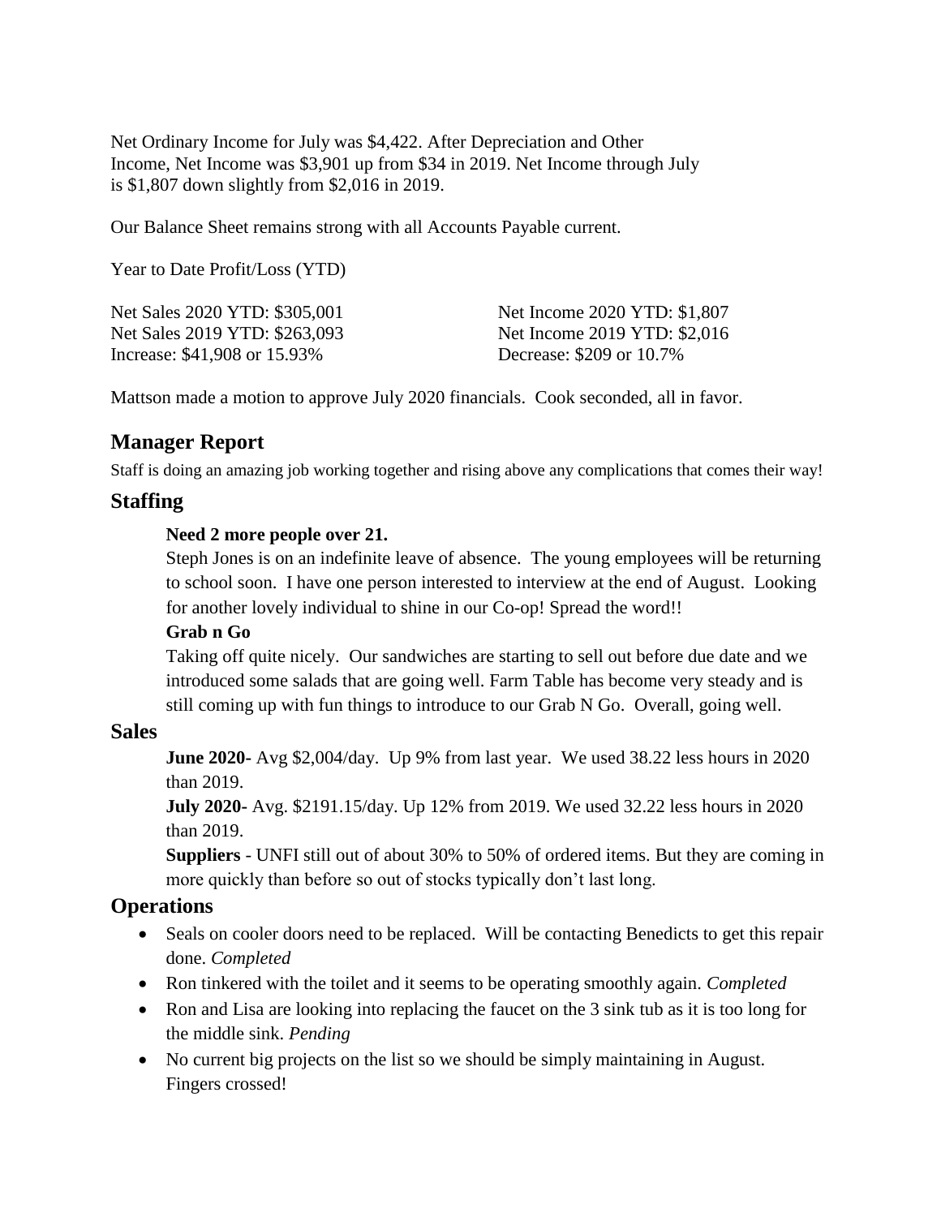Net Ordinary Income for July was $4,422. After Depreciation and Other Income, Net Income was $3,901 up from $34 in 2019. Net Income through July is $1,807 down slightly from $2,016 in 2019.

Our Balance Sheet remains strong with all Accounts Payable current.

Year to Date Profit/Loss (YTD)

| | |
|---|---|
| Net Sales 2020 YTD: $305,001 | Net Income 2020 YTD: $1,807 |
| Net Sales 2019 YTD: $263,093 | Net Income 2019 YTD: $2,016 |
| Increase: $41,908 or 15.93% | Decrease: $209 or 10.7% |

Mattson made a motion to approve July 2020 financials. Cook seconded, all in favor.

## Manager Report

Staff is doing an amazing job working together and rising above any complications that comes their way!

## Staffing

**Need 2 more people over 21.**

Steph Jones is on an indefinite leave of absence. The young employees will be returning to school soon. I have one person interested to interview at the end of August. Looking for another lovely individual to shine in our Co-op! Spread the word!!

**Grab n Go**

Taking off quite nicely. Our sandwiches are starting to sell out before due date and we introduced some salads that are going well. Farm Table has become very steady and is still coming up with fun things to introduce to our Grab N Go. Overall, going well.

## Sales

**June 2020**- Avg $2,004/day. Up 9% from last year. We used 38.22 less hours in 2020 than 2019.

**July 2020**- Avg. $2191.15/day. Up 12% from 2019. We used 32.22 less hours in 2020 than 2019.

**Suppliers** - UNFI still out of about 30% to 50% of ordered items. But they are coming in more quickly than before so out of stocks typically don't last long.

## Operations

- Seals on cooler doors need to be replaced. Will be contacting Benedicts to get this repair done. *Completed*
- Ron tinkered with the toilet and it seems to be operating smoothly again. *Completed*
- Ron and Lisa are looking into replacing the faucet on the 3 sink tub as it is too long for the middle sink. *Pending*
- No current big projects on the list so we should be simply maintaining in August. Fingers crossed!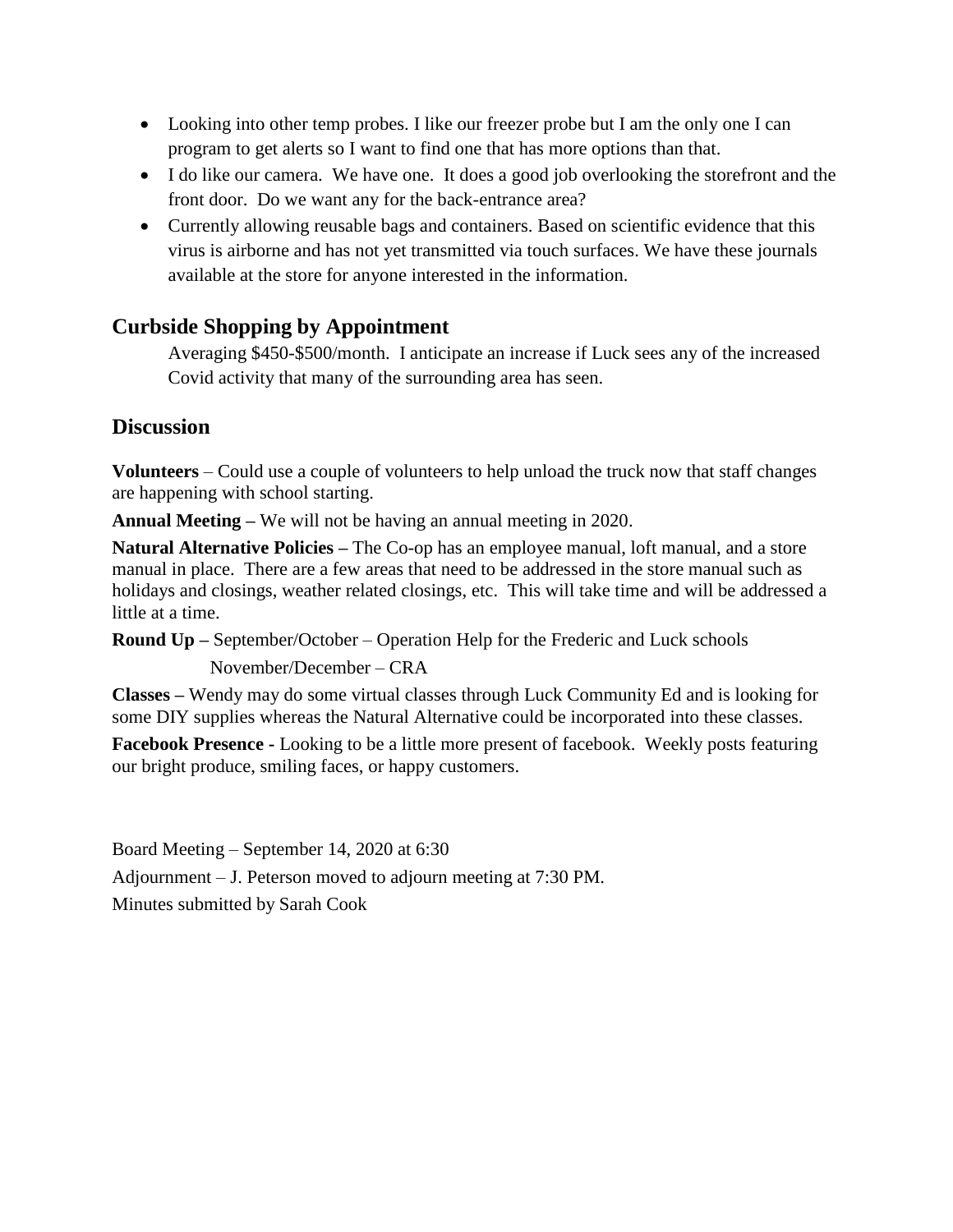- Looking into other temp probes. I like our freezer probe but I am the only one I can program to get alerts so I want to find one that has more options than that.
- I do like our camera. We have one. It does a good job overlooking the storefront and the front door. Do we want any for the back-entrance area?
- Currently allowing reusable bags and containers. Based on scientific evidence that this virus is airborne and has not yet transmitted via touch surfaces. We have these journals available at the store for anyone interested in the information.

## Curbside Shopping by Appointment

Averaging $450-$500/month. I anticipate an increase if Luck sees any of the increased Covid activity that many of the surrounding area has seen.

## Discussion

**Volunteers** – Could use a couple of volunteers to help unload the truck now that staff changes are happening with school starting.

**Annual Meeting –** We will not be having an annual meeting in 2020.

**Natural Alternative Policies –** The Co-op has an employee manual, loft manual, and a store manual in place. There are a few areas that need to be addressed in the store manual such as holidays and closings, weather related closings, etc. This will take time and will be addressed a little at a time.

**Round Up –** September/October – Operation Help for the Frederic and Luck schools

November/December – CRA

**Classes –** Wendy may do some virtual classes through Luck Community Ed and is looking for some DIY supplies whereas the Natural Alternative could be incorporated into these classes.

**Facebook Presence -** Looking to be a little more present of facebook. Weekly posts featuring our bright produce, smiling faces, or happy customers.

Board Meeting – September 14, 2020 at 6:30

Adjournment – J. Peterson moved to adjourn meeting at 7:30 PM.

Minutes submitted by Sarah Cook